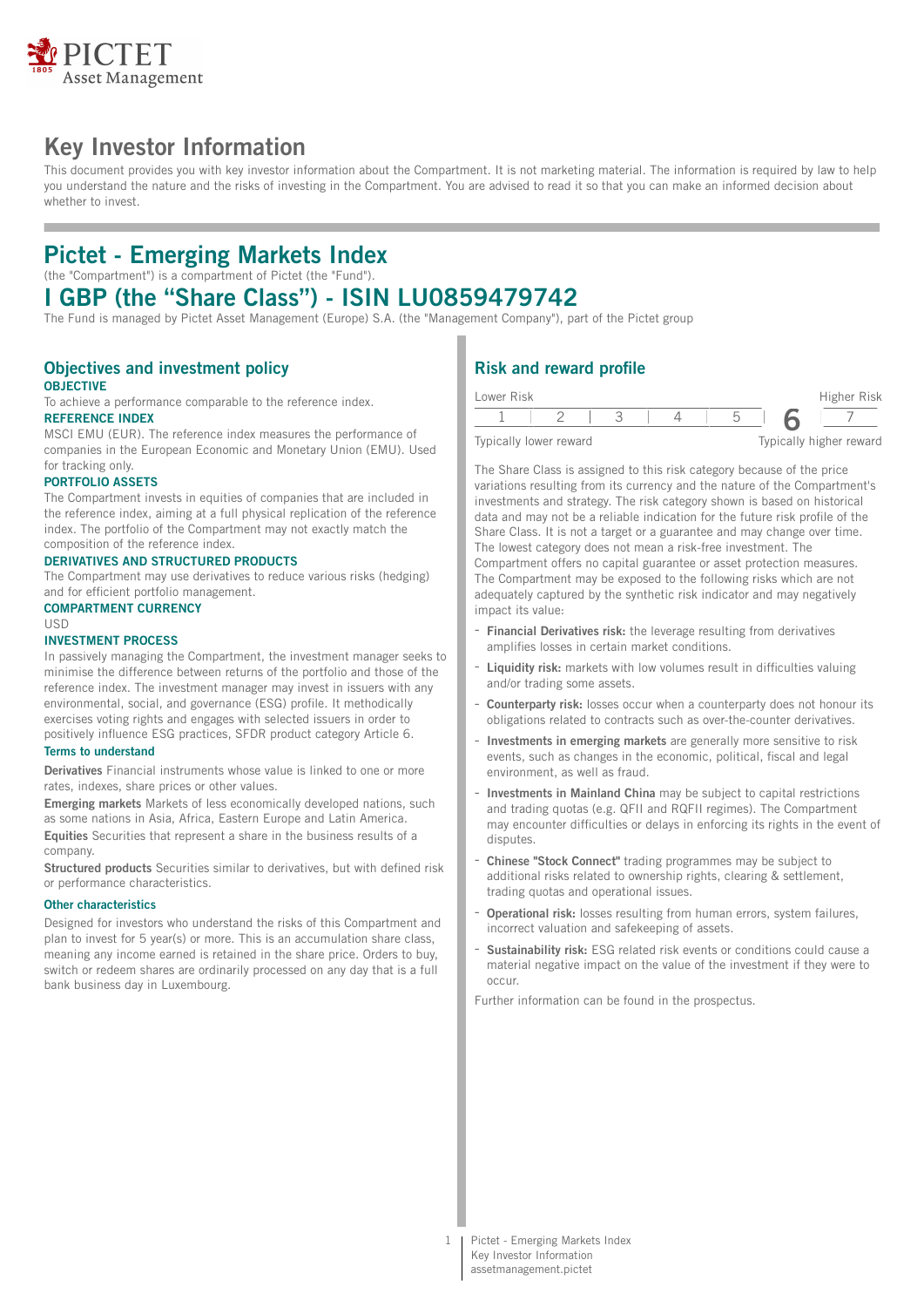# Key Investor Information

This document provides you with key investor information about the Compartment. It is not marketing material. The information is required by law to help you understand the nature and the risks of investing in the Compartment. You are advised to read it so that you can make an informed decision about whether to invest.

# Pictet - Emerging Markets Index

(the "Compartment") is a compartment of Pictet (the "Fund").

# I GBP (the "Share Class") - ISIN LU0859479742

The Fund is managed by Pictet Asset Management (Europe) S.A. (the "Management Company"), part of the Pictet group

## Objectives and investment policy

**OBJECTIVE**

To achieve a performance comparable to the reference index.

**REFERENCE INDEX**

MSCI EMU (EUR). The reference index measures the performance of companies in the European Economic and Monetary Union (EMU). Used for tracking only.

**PORTFOLIO ASSETS**

The Compartment invests in equities of companies that are included in the reference index, aiming at a full physical replication of the reference index. The portfolio of the Compartment may not exactly match the composition of the reference index.

**DERIVATIVES AND STRUCTURED PRODUCTS**

The Compartment may use derivatives to reduce various risks (hedging) and for efficient portfolio management.

**COMPARTMENT CURRENCY**

USD

**INVESTMENT PROCESS**

In passively managing the Compartment, the investment manager seeks to minimise the difference between returns of the portfolio and those of the reference index. The investment manager may invest in issuers with any environmental, social, and governance (ESG) profile. It methodically exercises voting rights and engages with selected issuers in order to positively influence ESG practices, SFDR product category Article 6.

### Terms to understand

**Derivatives** Financial instruments whose value is linked to one or more rates, indexes, share prices or other values.

**Emerging markets** Markets of less economically developed nations, such as some nations in Asia, Africa, Eastern Europe and Latin America.

**Equities** Securities that represent a share in the business results of a company.

**Structured products** Securities similar to derivatives, but with defined risk or performance characteristics.

### Other characteristics

Designed for investors who understand the risks of this Compartment and plan to invest for 5 year(s) or more. This is an accumulation share class, meaning any income earned is retained in the share price. Orders to buy, switch or redeem shares are ordinarily processed on any day that is a full bank business day in Luxembourg.

## Risk and reward profile

| Lower Risk | | | | | | Higher Risk |
|---|---|---|---|---|---|---|
| 1 | 2 | 3 | 4 | 5 | **6** | 7 |
| Typically lower reward | | | | | | Typically higher reward |

The Share Class is assigned to this risk category because of the price variations resulting from its currency and the nature of the Compartment's investments and strategy. The risk category shown is based on historical data and may not be a reliable indication for the future risk profile of the Share Class. It is not a target or a guarantee and may change over time. The lowest category does not mean a risk-free investment. The Compartment offers no capital guarantee or asset protection measures. The Compartment may be exposed to the following risks which are not adequately captured by the synthetic risk indicator and may negatively impact its value:

- **Financial Derivatives risk:** the leverage resulting from derivatives amplifies losses in certain market conditions.
- **Liquidity risk:** markets with low volumes result in difficulties valuing and/or trading some assets.
- **Counterparty risk:** losses occur when a counterparty does not honour its obligations related to contracts such as over-the-counter derivatives.
- **Investments in emerging markets** are generally more sensitive to risk events, such as changes in the economic, political, fiscal and legal environment, as well as fraud.
- **Investments in Mainland China** may be subject to capital restrictions and trading quotas (e.g. QFII and RQFII regimes). The Compartment may encounter difficulties or delays in enforcing its rights in the event of disputes.
- **Chinese "Stock Connect"** trading programmes may be subject to additional risks related to ownership rights, clearing & settlement, trading quotas and operational issues.
- **Operational risk:** losses resulting from human errors, system failures, incorrect valuation and safekeeping of assets.
- **Sustainability risk:** ESG related risk events or conditions could cause a material negative impact on the value of the investment if they were to occur.

Further information can be found in the prospectus.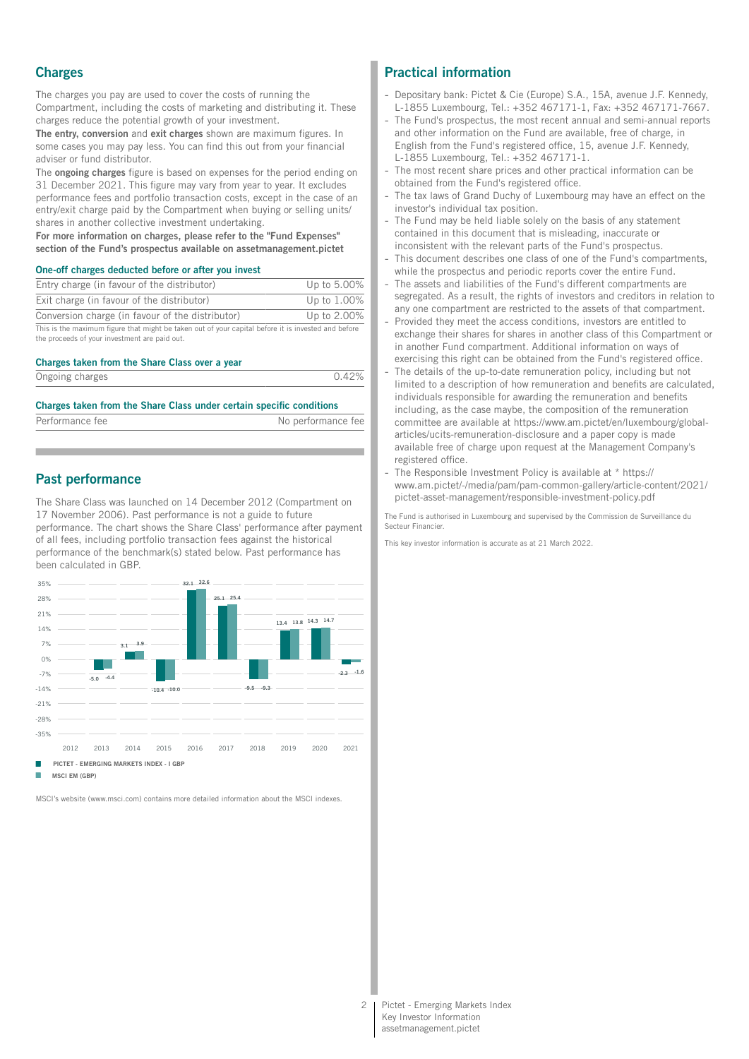## Charges

The charges you pay are used to cover the costs of running the Compartment, including the costs of marketing and distributing it. These charges reduce the potential growth of your investment.

**The entry, conversion** and **exit charges** shown are maximum figures. In some cases you may pay less. You can find this out from your financial adviser or fund distributor.

The **ongoing charges** figure is based on expenses for the period ending on 31 December 2021. This figure may vary from year to year. It excludes performance fees and portfolio transaction costs, except in the case of an entry/exit charge paid by the Compartment when buying or selling units/ shares in another collective investment undertaking.

**For more information on charges, please refer to the "Fund Expenses" section of the Fund's prospectus available on assetmanagement.pictet**

**One-off charges deducted before or after you invest**

| | |
|---|---|
| Entry charge (in favour of the distributor) | Up to 5.00% |
| Exit charge (in favour of the distributor) | Up to 1.00% |
| Conversion charge (in favour of the distributor) | Up to 2.00% |

This is the maximum figure that might be taken out of your capital before it is invested and before the proceeds of your investment are paid out.

**Charges taken from the Share Class over a year**

| | |
|---|---|
| Ongoing charges | 0.42% |

**Charges taken from the Share Class under certain specific conditions**

| | |
|---|---|
| Performance fee | No performance fee |

## Past performance

The Share Class was launched on 14 December 2012 (Compartment on 17 November 2006). Past performance is not a guide to future performance. The chart shows the Share Class' performance after payment of all fees, including portfolio transaction fees against the historical performance of the benchmark(s) stated below. Past performance has been calculated in GBP.

35%
28%
21%
14%
7%
0%
-7%
-14%
-21%
-28%
-35%

-5.0 -4.4
3.1 3.9
-10.4 -10.0
32.1 32.6
25.1 25.4
-9.5 -9.3
13.4 13.8
14.3 14.7
-2.3 -1.6

2012 2013 2014 2015 2016 2017 2018 2019 2020 2021

PICTET - EMERGING MARKETS INDEX - I GBP

MSCI EM (GBP)

MSCI's website (www.msci.com) contains more detailed information about the MSCI indexes.

## Practical information

- Depositary bank: Pictet & Cie (Europe) S.A., 15A, avenue J.F. Kennedy, L-1855 Luxembourg, Tel.: +352 467171-1, Fax: +352 467171-7667.
- The Fund's prospectus, the most recent annual and semi-annual reports and other information on the Fund are available, free of charge, in English from the Fund's registered office, 15, avenue J.F. Kennedy, L-1855 Luxembourg, Tel.: +352 467171-1.
- The most recent share prices and other practical information can be obtained from the Fund's registered office.
- The tax laws of Grand Duchy of Luxembourg may have an effect on the investor's individual tax position.
- The Fund may be held liable solely on the basis of any statement contained in this document that is misleading, inaccurate or inconsistent with the relevant parts of the Fund's prospectus.
- This document describes one class of one of the Fund's compartments, while the prospectus and periodic reports cover the entire Fund.
- The assets and liabilities of the Fund's different compartments are segregated. As a result, the rights of investors and creditors in relation to any one compartment are restricted to the assets of that compartment.
- Provided they meet the access conditions, investors are entitled to exchange their shares for shares in another class of this Compartment or in another Fund compartment. Additional information on ways of exercising this right can be obtained from the Fund's registered office.
- The details of the up-to-date remuneration policy, including but not limited to a description of how remuneration and benefits are calculated, individuals responsible for awarding the remuneration and benefits including, as the case maybe, the composition of the remuneration committee are available at https://www.am.pictet/en/luxembourg/global-articles/ucits-remuneration-disclosure and a paper copy is made available free of charge upon request at the Management Company's registered office.
- The Responsible Investment Policy is available at * https://www.am.pictet/-/media/pam/pam-common-gallery/article-content/2021/pictet-asset-management/responsible-investment-policy.pdf

The Fund is authorised in Luxembourg and supervised by the Commission de Surveillance du Secteur Financier.

This key investor information is accurate as at 21 March 2022.